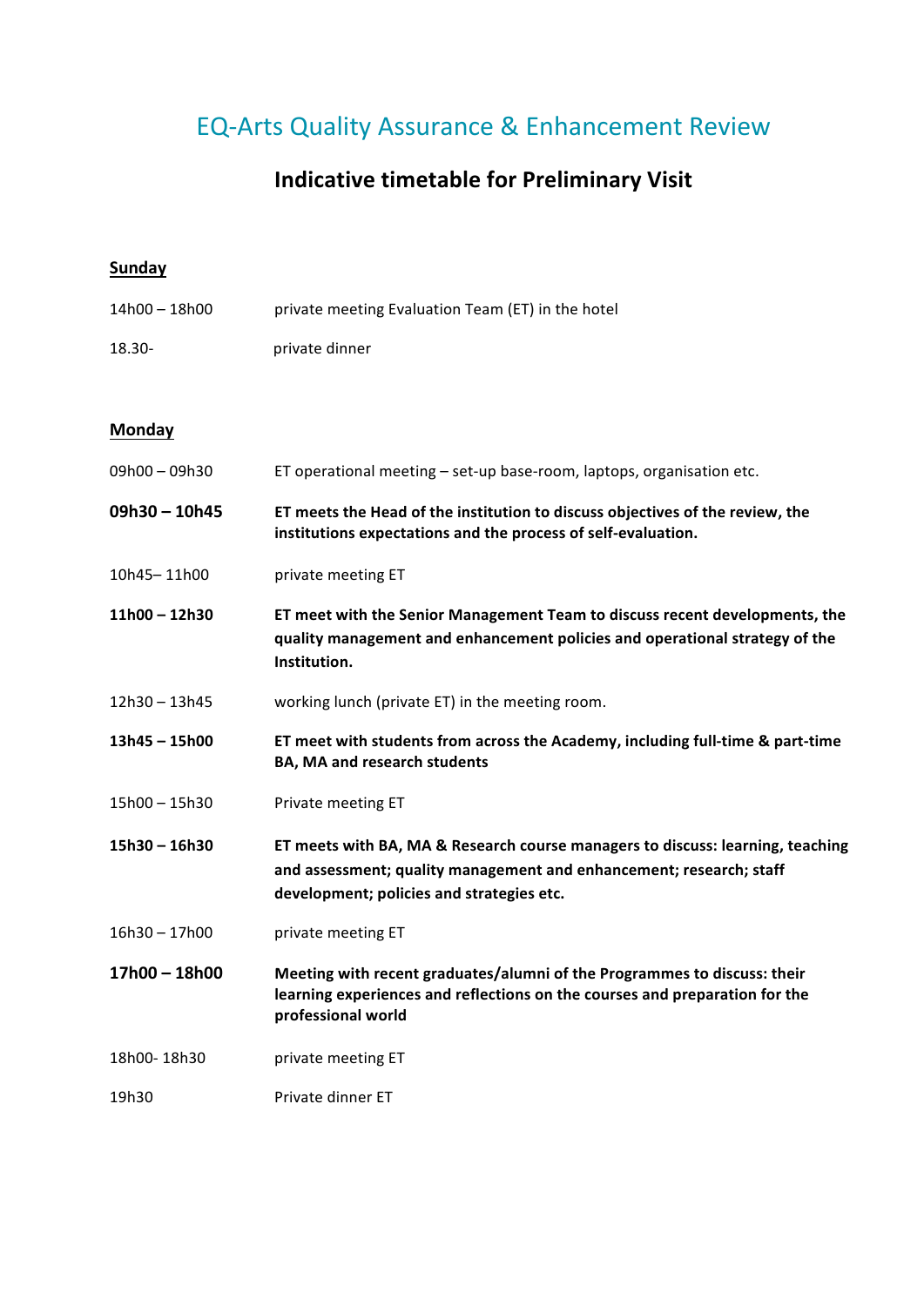# EQ-Arts Quality Assurance & Enhancement Review

## Indicative timetable for Preliminary Visit

**Sunday**

| | |
|---|---|
| 14h00 – 18h00 | private meeting Evaluation Team (ET) in the hotel |
| 18.30- | private dinner |

**Monday**

| | |
|---|---|
| 09h00 – 09h30 | ET operational meeting – set-up base-room, laptops, organisation etc. |
| **09h30 – 10h45** | **ET meets the Head of the institution to discuss objectives of the review, the institutions expectations and the process of self-evaluation.** |
| 10h45– 11h00 | private meeting ET |
| **11h00 – 12h30** | **ET meet with the Senior Management Team to discuss recent developments, the quality management and enhancement policies and operational strategy of the Institution.** |
| 12h30 – 13h45 | working lunch (private ET) in the meeting room. |
| **13h45 – 15h00** | **ET meet with students from across the Academy, including full-time & part-time BA, MA and research students** |
| 15h00 – 15h30 | Private meeting ET |
| **15h30 – 16h30** | **ET meets with BA, MA & Research course managers to discuss: learning, teaching and assessment; quality management and enhancement; research; staff development; policies and strategies etc.** |
| 16h30 – 17h00 | private meeting ET |
| **17h00 – 18h00** | **Meeting with recent graduates/alumni of the Programmes to discuss: their learning experiences and reflections on the courses and preparation for the professional world** |
| 18h00- 18h30 | private meeting ET |
| 19h30 | Private dinner ET |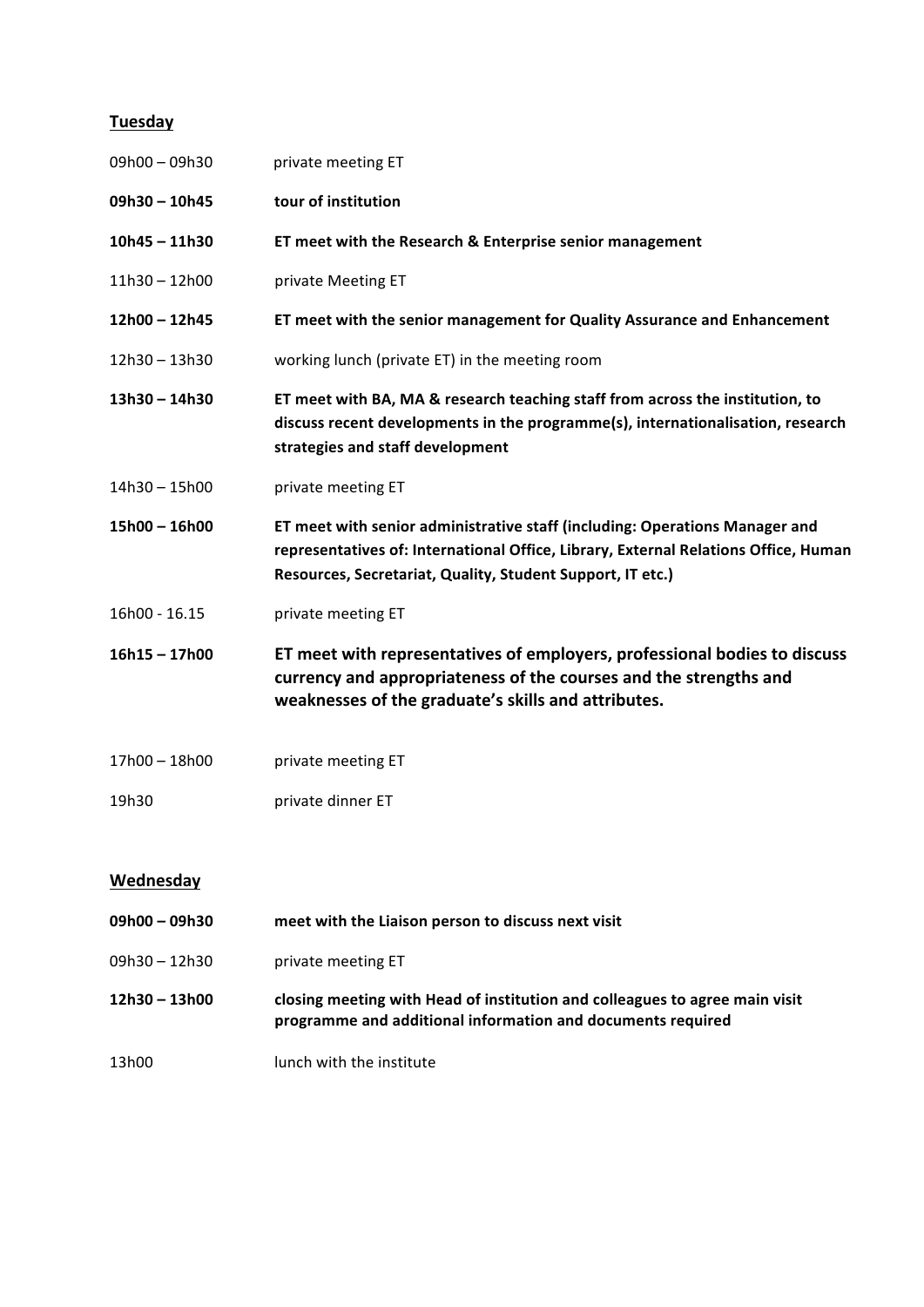**Tuesday**

| | |
|---|---|
| 09h00 – 09h30 | private meeting ET |
| **09h30 – 10h45** | **tour of institution** |
| **10h45 – 11h30** | **ET meet with the Research & Enterprise senior management** |
| 11h30 – 12h00 | private Meeting ET |
| **12h00 – 12h45** | **ET meet with the senior management for Quality Assurance and Enhancement** |
| 12h30 – 13h30 | working lunch (private ET) in the meeting room |
| **13h30 – 14h30** | **ET meet with BA, MA & research teaching staff from across the institution, to discuss recent developments in the programme(s), internationalisation, research strategies and staff development** |
| 14h30 – 15h00 | private meeting ET |
| **15h00 – 16h00** | **ET meet with senior administrative staff (including: Operations Manager and representatives of: International Office, Library, External Relations Office, Human Resources, Secretariat, Quality, Student Support, IT etc.)** |
| 16h00 - 16.15 | private meeting ET |
| **16h15 – 17h00** | **ET meet with representatives of employers, professional bodies to discuss currency and appropriateness of the courses and the strengths and weaknesses of the graduate's skills and attributes.** |
| 17h00 – 18h00 | private meeting ET |
| 19h30 | private dinner ET |

**Wednesday**

| | |
|---|---|
| **09h00 – 09h30** | **meet with the Liaison person to discuss next visit** |
| 09h30 – 12h30 | private meeting ET |
| **12h30 – 13h00** | **closing meeting with Head of institution and colleagues to agree main visit programme and additional information and documents required** |
| 13h00 | lunch with the institute |